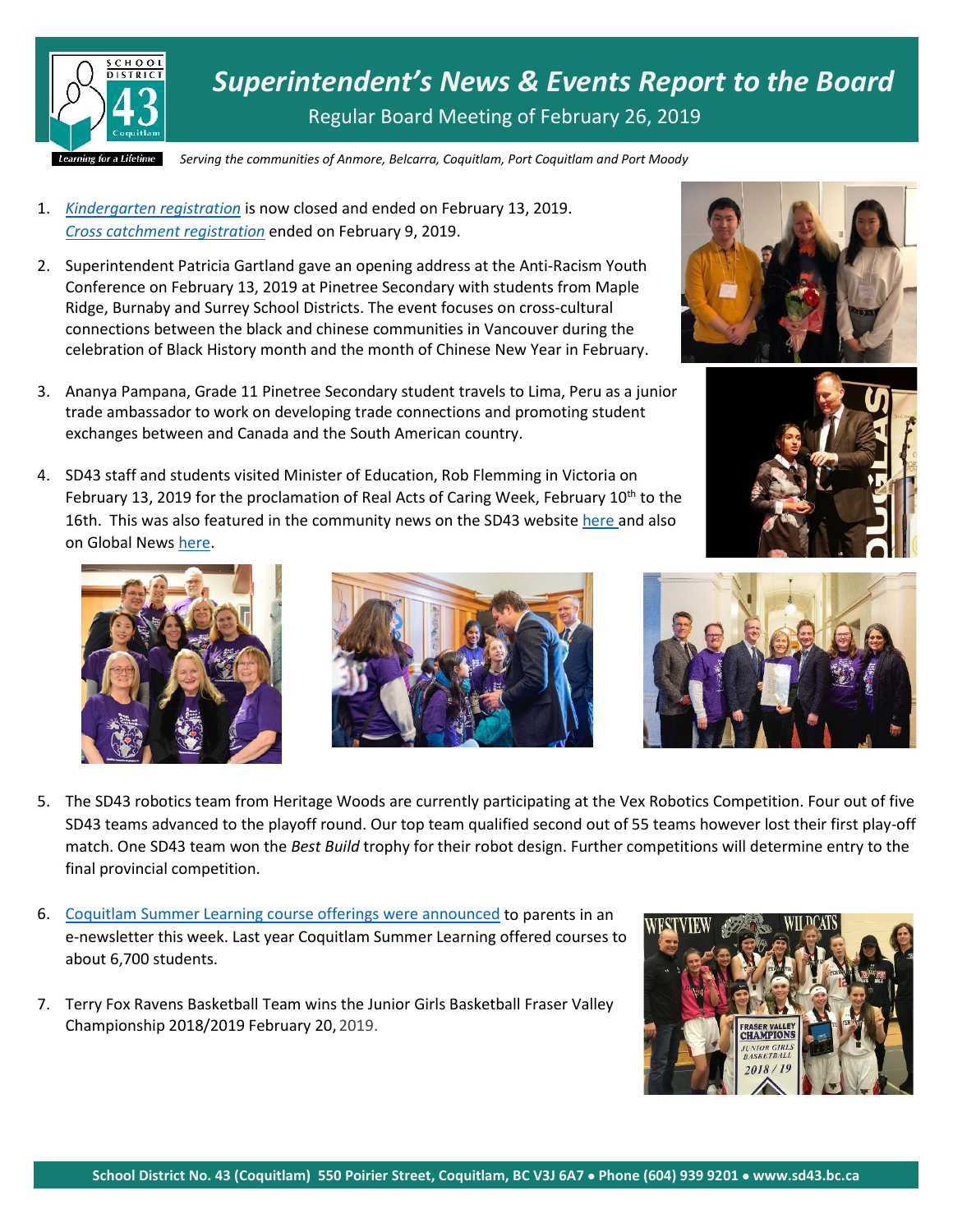# *Superintendent's News & Events Report to the Board*

Regular Board Meeting of February 26, 2019

*Serving the communities of Anmore, Belcarra, Coquitlam, Port Coquitlam and Port Moody*

1. *Kindergarten registration* is now closed and ended on February 13, 2019. *Cross catchment registration* ended on February 9, 2019.

2. Superintendent Patricia Gartland gave an opening address at the Anti-Racism Youth Conference on February 13, 2019 at Pinetree Secondary with students from Maple Ridge, Burnaby and Surrey School Districts. The event focuses on cross-cultural connections between the black and chinese communities in Vancouver during the celebration of Black History month and the month of Chinese New Year in February.

3. Ananya Pampana, Grade 11 Pinetree Secondary student travels to Lima, Peru as a junior trade ambassador to work on developing trade connections and promoting student exchanges between and Canada and the South American country.

4. SD43 staff and students visited Minister of Education, Rob Flemming in Victoria on February 13, 2019 for the proclamation of Real Acts of Caring Week, February 10th to the 16th. This was also featured in the community news on the SD43 website here and also on Global News here.

5. The SD43 robotics team from Heritage Woods are currently participating at the Vex Robotics Competition. Four out of five SD43 teams advanced to the playoff round. Our top team qualified second out of 55 teams however lost their first play-off match. One SD43 team won the *Best Build* trophy for their robot design. Further competitions will determine entry to the final provincial competition.

6. Coquitlam Summer Learning course offerings were announced to parents in an e-newsletter this week. Last year Coquitlam Summer Learning offered courses to about 6,700 students.

7. Terry Fox Ravens Basketball Team wins the Junior Girls Basketball Fraser Valley Championship 2018/2019 February 20, 2019.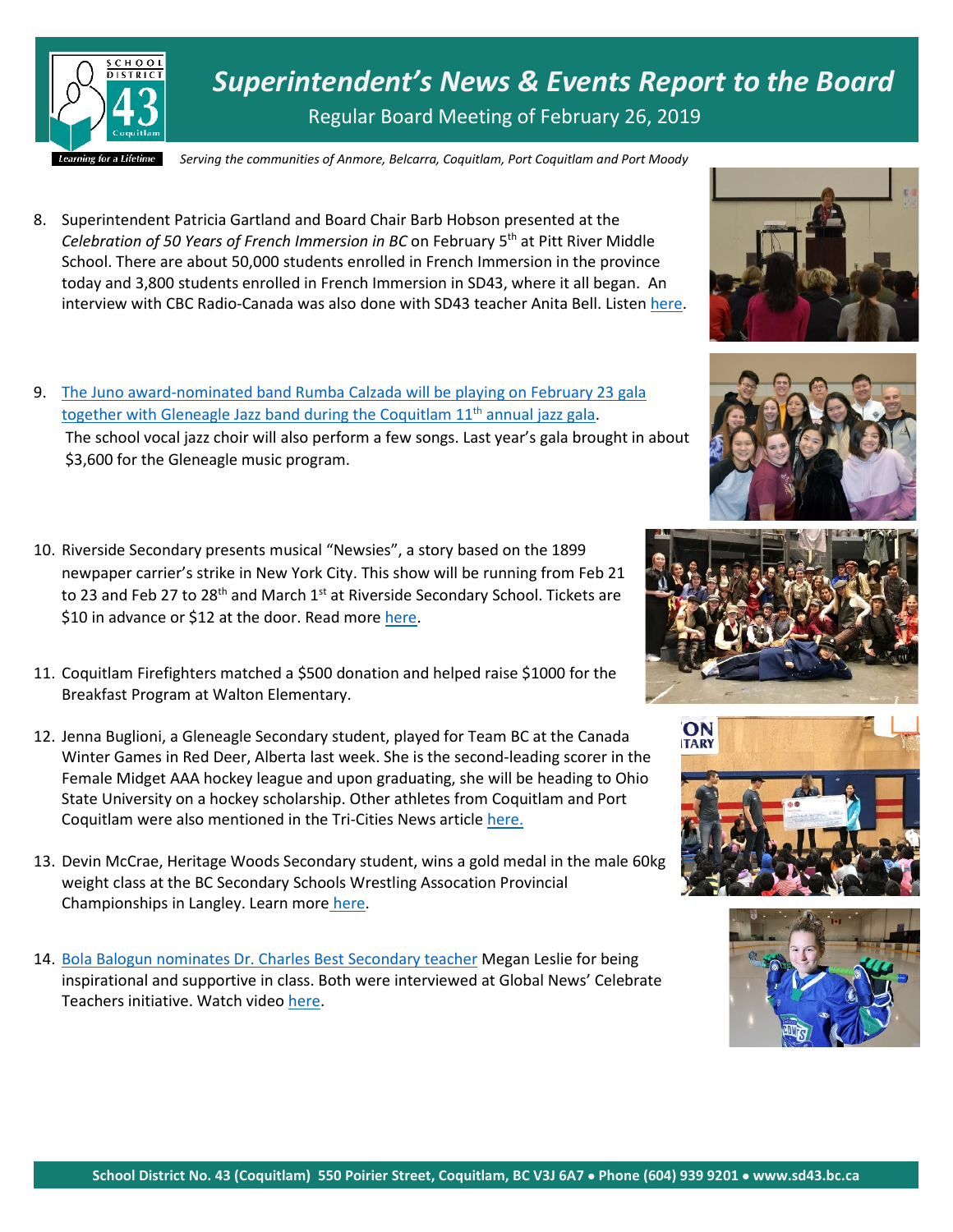# *Superintendent's News & Events Report to the Board*

Regular Board Meeting of February 26, 2019

*Serving the communities of Anmore, Belcarra, Coquitlam, Port Coquitlam and Port Moody*

8. Superintendent Patricia Gartland and Board Chair Barb Hobson presented at the *Celebration of 50 Years of French Immersion in BC* on February 5th at Pitt River Middle School. There are about 50,000 students enrolled in French Immersion in the province today and 3,800 students enrolled in French Immersion in SD43, where it all began. An interview with CBC Radio-Canada was also done with SD43 teacher Anita Bell. Listen here.

9. The Juno award-nominated band Rumba Calzada will be playing on February 23 gala together with Gleneagle Jazz band during the Coquitlam 11th annual jazz gala. The school vocal jazz choir will also perform a few songs. Last year's gala brought in about $3,600 for the Gleneagle music program.

10. Riverside Secondary presents musical "Newsies", a story based on the 1899 newpaper carrier's strike in New York City. This show will be running from Feb 21 to 23 and Feb 27 to 28th and March 1st at Riverside Secondary School. Tickets are $10 in advance or $12 at the door. Read more here.

11. Coquitlam Firefighters matched a $500 donation and helped raise $1000 for the Breakfast Program at Walton Elementary.

12. Jenna Buglioni, a Gleneagle Secondary student, played for Team BC at the Canada Winter Games in Red Deer, Alberta last week. She is the second-leading scorer in the Female Midget AAA hockey league and upon graduating, she will be heading to Ohio State University on a hockey scholarship. Other athletes from Coquitlam and Port Coquitlam were also mentioned in the Tri-Cities News article here.

13. Devin McCrae, Heritage Woods Secondary student, wins a gold medal in the male 60kg weight class at the BC Secondary Schools Wrestling Assocation Provincial Championships in Langley. Learn more here.

14. Bola Balogun nominates Dr. Charles Best Secondary teacher Megan Leslie for being inspirational and supportive in class. Both were interviewed at Global News' Celebrate Teachers initiative. Watch video here.

School District No. 43 (Coquitlam) 550 Poirier Street, Coquitlam, BC V3J 6A7 • Phone (604) 939 9201 • www.sd43.bc.ca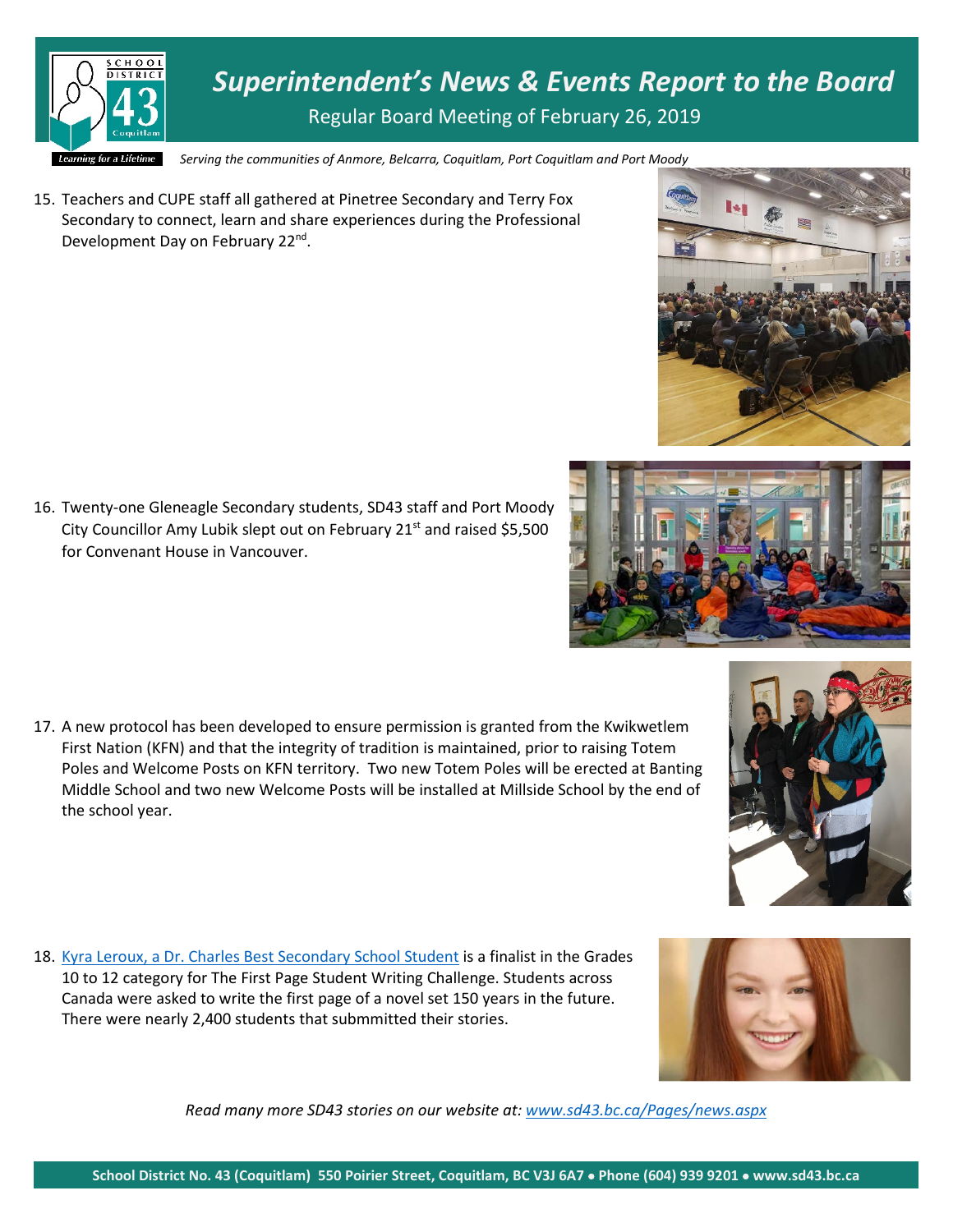# *Superintendent's News & Events Report to the Board*

Regular Board Meeting of February 26, 2019

*Serving the communities of Anmore, Belcarra, Coquitlam, Port Coquitlam and Port Moody*

15. Teachers and CUPE staff all gathered at Pinetree Secondary and Terry Fox Secondary to connect, learn and share experiences during the Professional Development Day on February 22nd.

16. Twenty-one Gleneagle Secondary students, SD43 staff and Port Moody City Councillor Amy Lubik slept out on February 21st and raised $5,500 for Convenant House in Vancouver.

17. A new protocol has been developed to ensure permission is granted from the Kwikwetlem First Nation (KFN) and that the integrity of tradition is maintained, prior to raising Totem Poles and Welcome Posts on KFN territory. Two new Totem Poles will be erected at Banting Middle School and two new Welcome Posts will be installed at Millside School by the end of the school year.

18. [Kyra Leroux, a Dr. Charles Best Secondary School Student](#) is a finalist in the Grades 10 to 12 category for The First Page Student Writing Challenge. Students across Canada were asked to write the first page of a novel set 150 years in the future. There were nearly 2,400 students that submmitted their stories.

*Read many more SD43 stories on our website at: [www.sd43.bc.ca/Pages/news.aspx](www.sd43.bc.ca/Pages/news.aspx)*